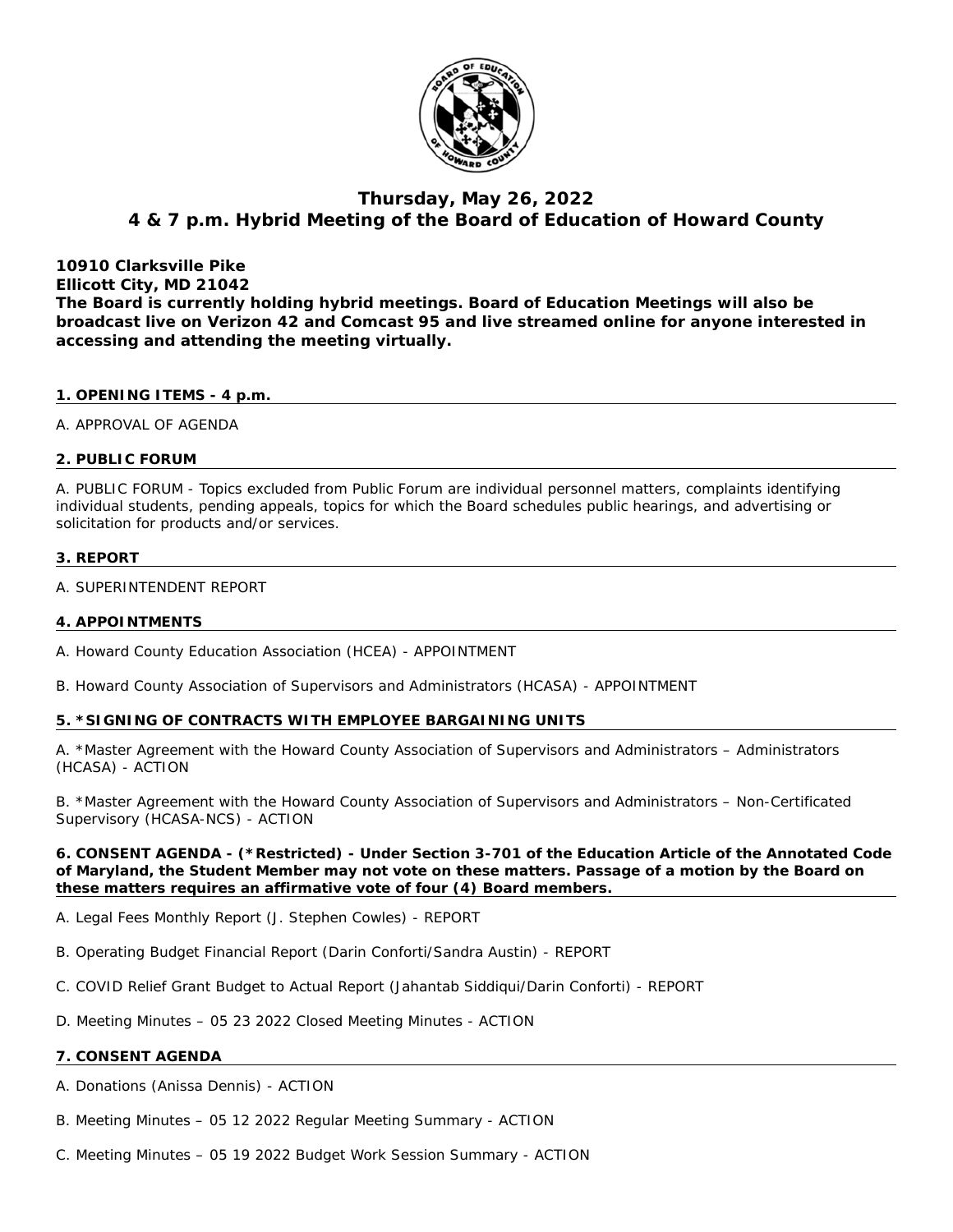# Thursday, May 26, 2022
# 4 & 7 p.m. Hybrid Meeting of the Board of Education of Howard County

**10910 Clarksville Pike**
**Ellicott City, MD 21042**
**The Board is currently holding hybrid meetings. Board of Education Meetings will also be broadcast live on Verizon 42 and Comcast 95 and live streamed online for anyone interested in accessing and attending the meeting virtually.**

## 1. OPENING ITEMS - 4 p.m.

A. APPROVAL OF AGENDA

## 2. PUBLIC FORUM

A. PUBLIC FORUM - Topics excluded from Public Forum are individual personnel matters, complaints identifying individual students, pending appeals, topics for which the Board schedules public hearings, and advertising or solicitation for products and/or services.

## 3. REPORT

A. SUPERINTENDENT REPORT

## 4. APPOINTMENTS

A. Howard County Education Association (HCEA) - APPOINTMENT

B. Howard County Association of Supervisors and Administrators (HCASA) - APPOINTMENT

## 5. *SIGNING OF CONTRACTS WITH EMPLOYEE BARGAINING UNITS

A. *Master Agreement with the Howard County Association of Supervisors and Administrators – Administrators (HCASA) - ACTION

B. *Master Agreement with the Howard County Association of Supervisors and Administrators – Non-Certificated Supervisory (HCASA-NCS) - ACTION

## 6. CONSENT AGENDA - (*Restricted) - Under Section 3-701 of the Education Article of the Annotated Code of Maryland, the Student Member may not vote on these matters. Passage of a motion by the Board on these matters requires an affirmative vote of four (4) Board members.

A. Legal Fees Monthly Report (J. Stephen Cowles) - REPORT

B. Operating Budget Financial Report (Darin Conforti/Sandra Austin) - REPORT

C. COVID Relief Grant Budget to Actual Report (Jahantab Siddiqui/Darin Conforti) - REPORT

D. Meeting Minutes – 05 23 2022 Closed Meeting Minutes - ACTION

## 7. CONSENT AGENDA

A. Donations (Anissa Dennis) - ACTION

B. Meeting Minutes – 05 12 2022 Regular Meeting Summary - ACTION

C. Meeting Minutes – 05 19 2022 Budget Work Session Summary - ACTION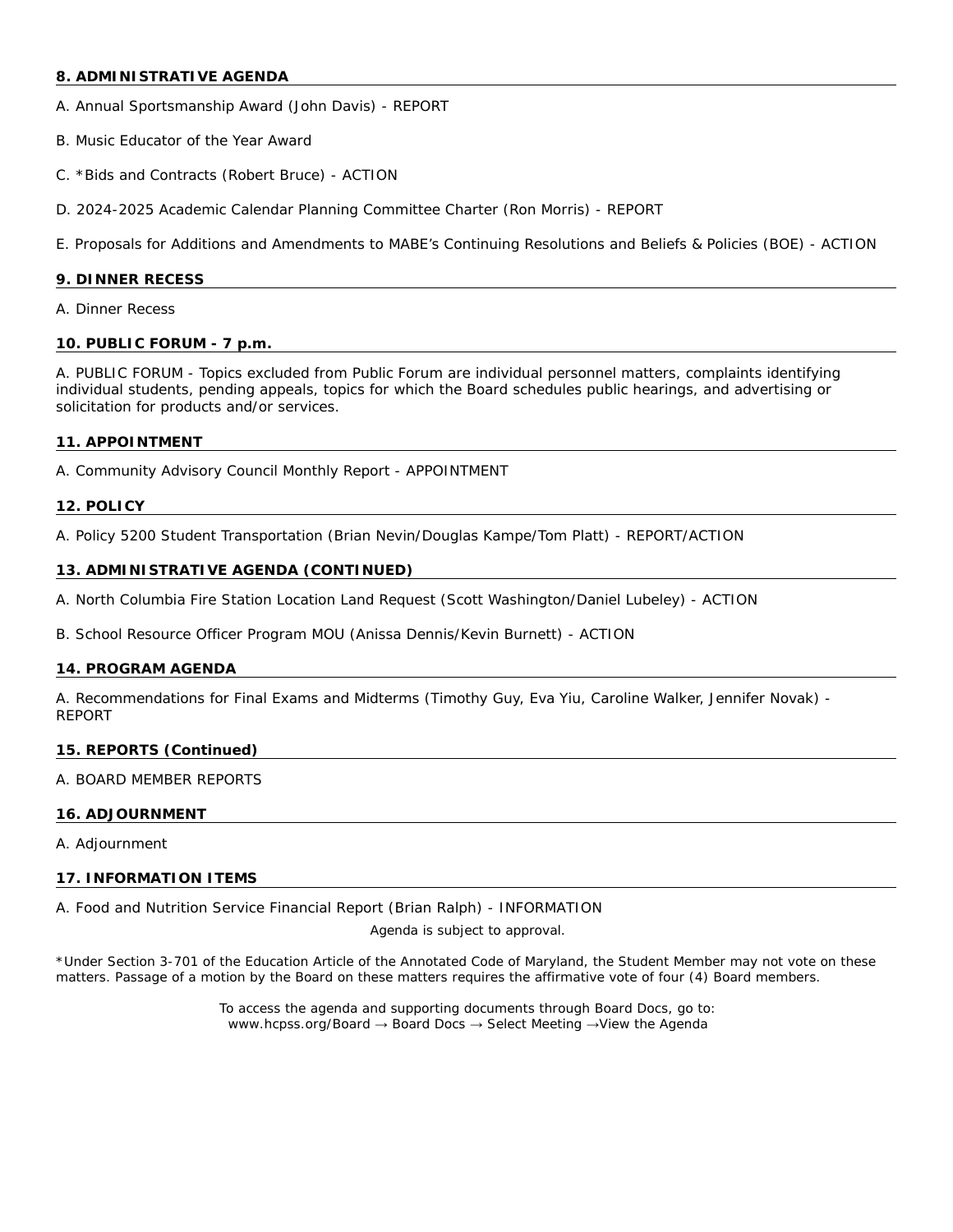## 8. ADMINISTRATIVE AGENDA

A. Annual Sportsmanship Award (John Davis) - REPORT

B. Music Educator of the Year Award

C. *Bids and Contracts (Robert Bruce) - ACTION

D. 2024-2025 Academic Calendar Planning Committee Charter (Ron Morris) - REPORT

E. Proposals for Additions and Amendments to MABE's Continuing Resolutions and Beliefs & Policies (BOE) - ACTION

## 9. DINNER RECESS

A. Dinner Recess

## 10. PUBLIC FORUM - 7 p.m.

A. PUBLIC FORUM - Topics excluded from Public Forum are individual personnel matters, complaints identifying individual students, pending appeals, topics for which the Board schedules public hearings, and advertising or solicitation for products and/or services.

## 11. APPOINTMENT

A. Community Advisory Council Monthly Report - APPOINTMENT

## 12. POLICY

A. Policy 5200 Student Transportation (Brian Nevin/Douglas Kampe/Tom Platt) - REPORT/ACTION

## 13. ADMINISTRATIVE AGENDA (CONTINUED)

A. North Columbia Fire Station Location Land Request (Scott Washington/Daniel Lubeley) - ACTION

B. School Resource Officer Program MOU (Anissa Dennis/Kevin Burnett) - ACTION

## 14. PROGRAM AGENDA

A. Recommendations for Final Exams and Midterms (Timothy Guy, Eva Yiu, Caroline Walker, Jennifer Novak) - REPORT

## 15. REPORTS (Continued)

A. BOARD MEMBER REPORTS

## 16. ADJOURNMENT

A. Adjournment

## 17. INFORMATION ITEMS

A. Food and Nutrition Service Financial Report (Brian Ralph) - INFORMATION

Agenda is subject to approval.

*Under Section 3-701 of the Education Article of the Annotated Code of Maryland, the Student Member may not vote on these matters. Passage of a motion by the Board on these matters requires the affirmative vote of four (4) Board members.

To access the agenda and supporting documents through Board Docs, go to:
www.hcpss.org/Board → Board Docs → Select Meeting →View the Agenda